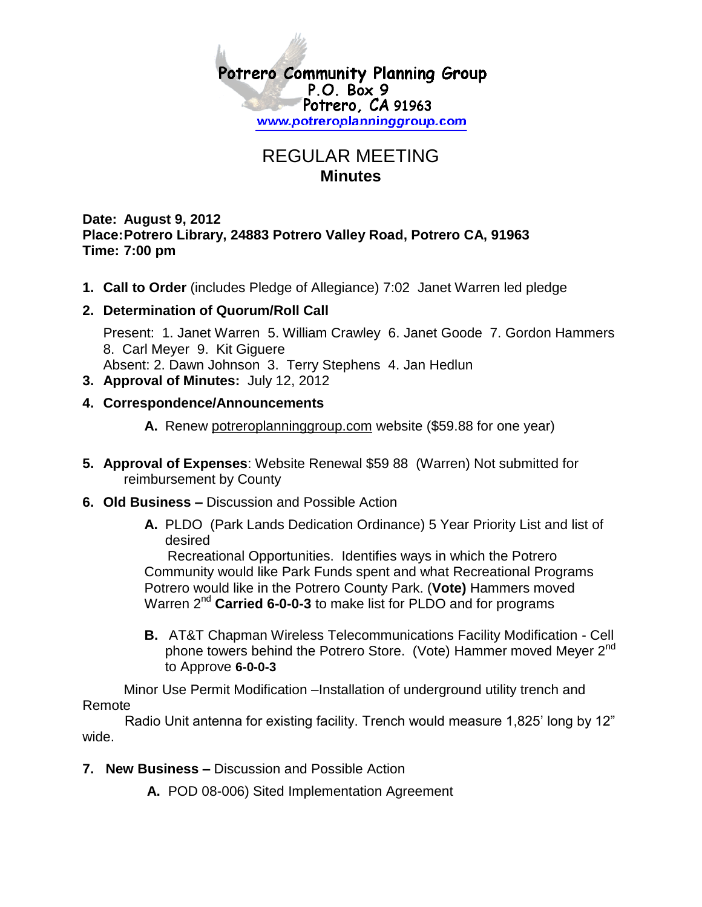Potrero Community Planning Group
P.O. Box 9
Potrero, CA 91963
www.potreroplanninggroup.com

# REGULAR MEETING
## Minutes

**Date: August 9, 2012**
**Place: Potrero Library, 24883 Potrero Valley Road, Potrero CA, 91963**
**Time: 7:00 pm**

1. **Call to Order** (includes Pledge of Allegiance) 7:02 Janet Warren led pledge
2. **Determination of Quorum/Roll Call**

   Present: 1. Janet Warren 5. William Crawley 6. Janet Goode 7. Gordon Hammers 8. Carl Meyer 9. Kit Giguere
   Absent: 2. Dawn Johnson 3. Terry Stephens 4. Jan Hedlun
3. **Approval of Minutes:** July 12, 2012
4. **Correspondence/Announcements**
   - **A.** Renew potreroplanninggroup.com website ($59.88 for one year)
5. **Approval of Expenses**: Website Renewal $59 88 (Warren) Not submitted for reimbursement by County
6. **Old Business –** Discussion and Possible Action
   - **A.** PLDO (Park Lands Dedication Ordinance) 5 Year Priority List and list of desired Recreational Opportunities. Identifies ways in which the Potrero Community would like Park Funds spent and what Recreational Programs Potrero would like in the Potrero County Park. (**Vote)** Hammers moved Warren 2nd **Carried 6-0-0-3** to make list for PLDO and for programs
   - **B.** AT&T Chapman Wireless Telecommunications Facility Modification - Cell phone towers behind the Potrero Store. (Vote) Hammer moved Meyer 2nd to Approve **6-0-0-3**

   Minor Use Permit Modification –Installation of underground utility trench and Remote Radio Unit antenna for existing facility. Trench would measure 1,825' long by 12" wide.
7. **New Business –** Discussion and Possible Action
   - **A.** POD 08-006) Sited Implementation Agreement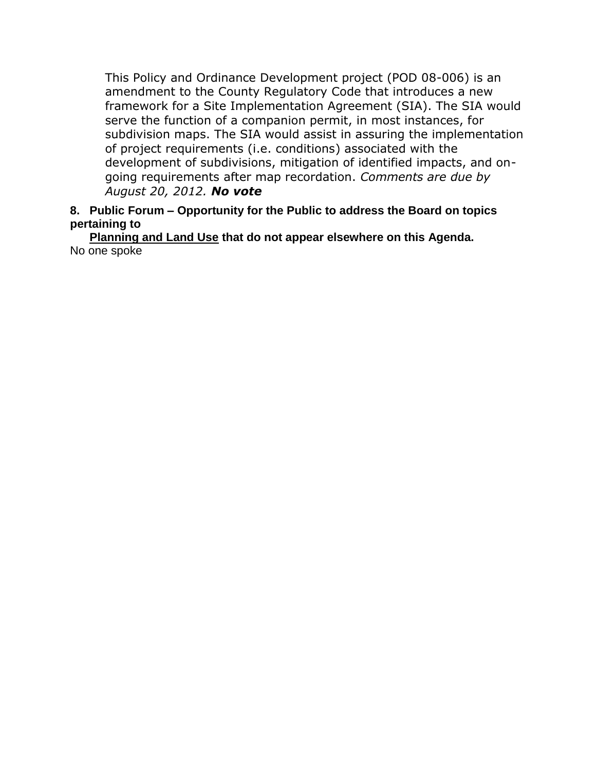This Policy and Ordinance Development project (POD 08-006) is an amendment to the County Regulatory Code that introduces a new framework for a Site Implementation Agreement (SIA). The SIA would serve the function of a companion permit, in most instances, for subdivision maps. The SIA would assist in assuring the implementation of project requirements (i.e. conditions) associated with the development of subdivisions, mitigation of identified impacts, and on-going requirements after map recordation. *Comments are due by August 20, 2012.* ***No vote***

**8. Public Forum – Opportunity for the Public to address the Board on topics pertaining to**
**Planning and Land Use that do not appear elsewhere on this Agenda.**

No one spoke